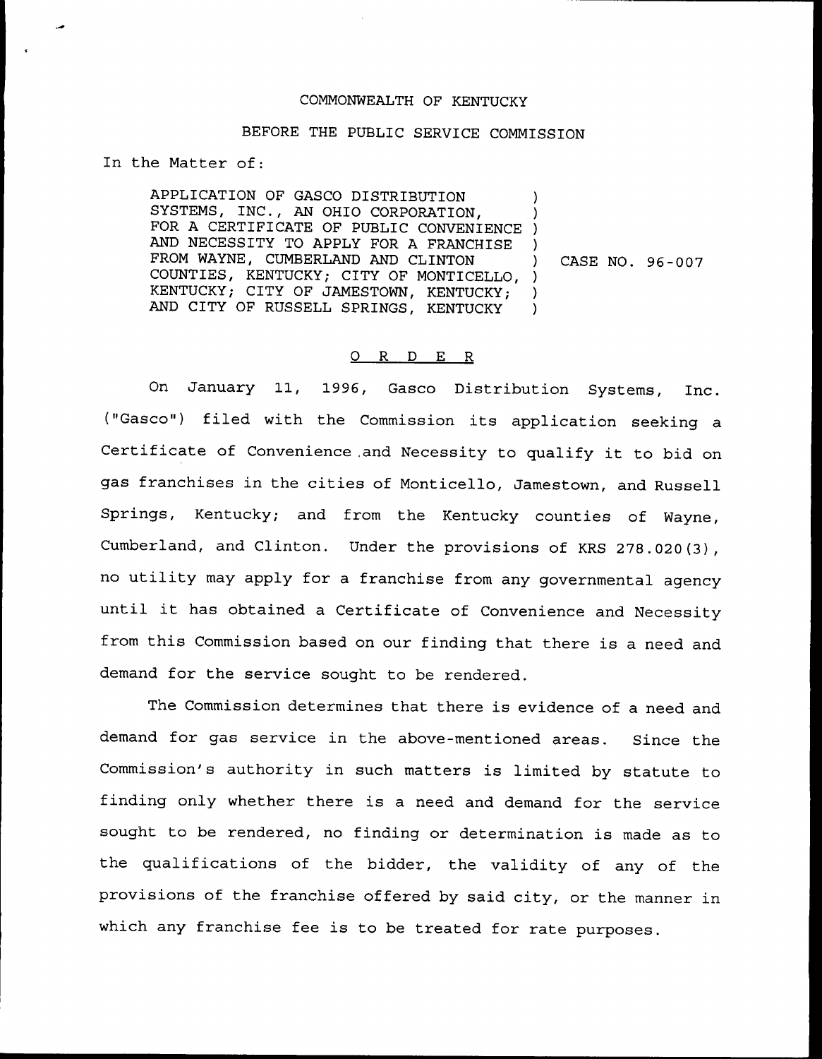COMMONWEALTH OF KENTUCKY

BEFORE THE PUBLIC SERVICE COMMISSION

In the Matter of:

APPLICATION OF GASCO DISTRIBUTION SYSTEMS, INC., AN OHIO CORPORATION, FOR A CERTIFICATE OF PUBLIC CONVENIENCE AND NECESSITY TO APPLY FOR A FRANCHISE FROM WAYNE, CUMBERLAND AND CLINTON COUNTIES, KENTUCKY; CITY OF MONTICELLO, KENTUCKY; CITY OF JAMESTOWN, KENTUCKY; AND CITY OF RUSSELL SPRINGS, KENTUCKY ) CASE NO. 96-007

O R D E R

On January 11, 1996, Gasco Distribution Systems, Inc. ("Gasco") filed with the Commission its application seeking a Certificate of Convenience and Necessity to qualify it to bid on gas franchises in the cities of Monticello, Jamestown, and Russell Springs, Kentucky; and from the Kentucky counties of Wayne, Cumberland, and Clinton. Under the provisions of KRS 278.020(3), no utility may apply for a franchise from any governmental agency until it has obtained a Certificate of Convenience and Necessity from this Commission based on our finding that there is a need and demand for the service sought to be rendered.

The Commission determines that there is evidence of a need and demand for gas service in the above-mentioned areas. Since the Commission's authority in such matters is limited by statute to finding only whether there is a need and demand for the service sought to be rendered, no finding or determination is made as to the qualifications of the bidder, the validity of any of the provisions of the franchise offered by said city, or the manner in which any franchise fee is to be treated for rate purposes.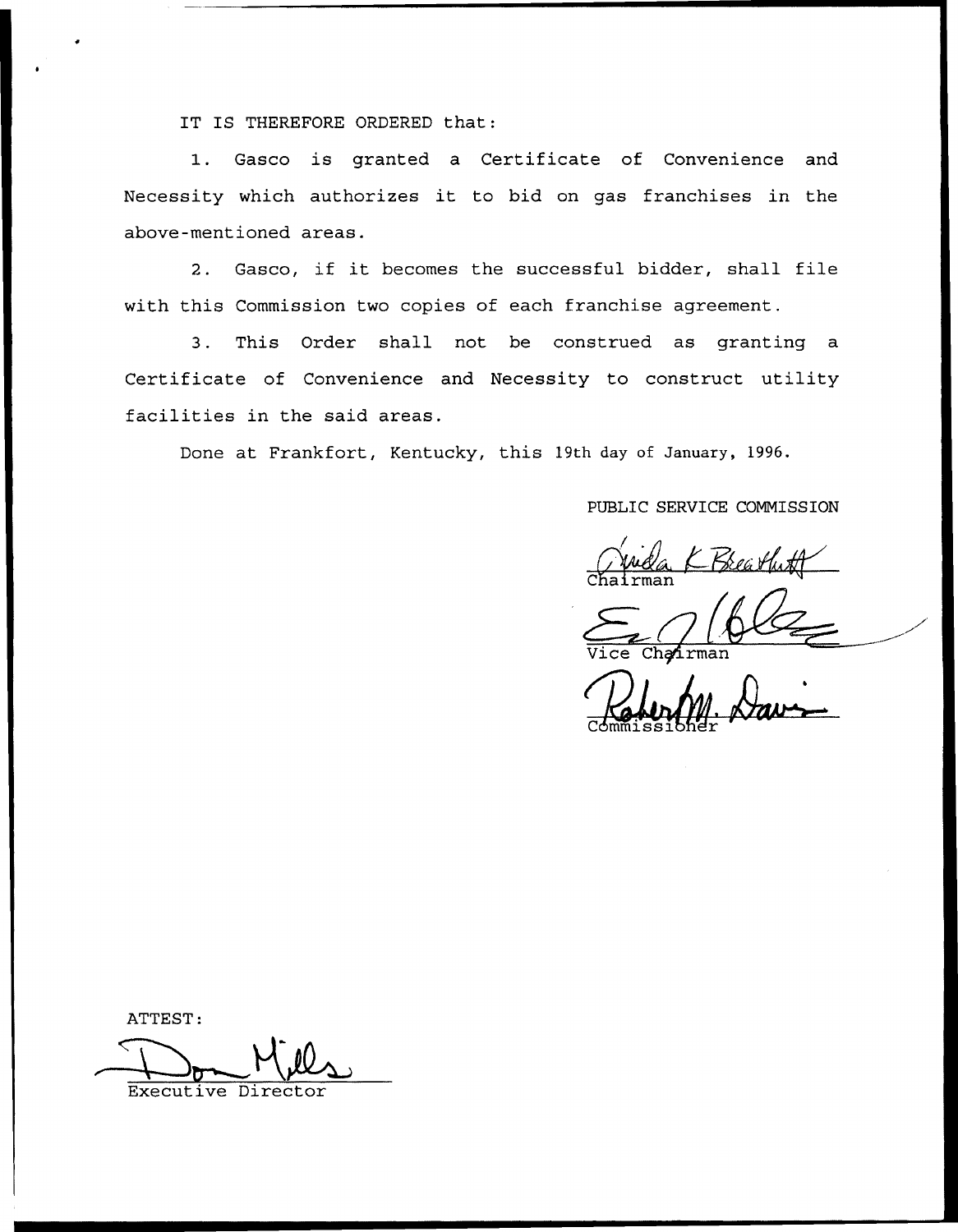IT IS THEREFORE ORDERED that:

1. Gasco is granted a Certificate of Convenience and Necessity which authorizes it to bid on gas franchises in the above-mentioned areas.

2. Gasco, if it becomes the successful bidder, shall file with this Commission two copies of each franchise agreement.

3. This Order shall not be construed as granting a Certificate of Convenience and Necessity to construct utility facilities in the said areas.

Done at Frankfort, Kentucky, this 19th day of January, 1996.

PUBLIC SERVICE COMMISSION

Chairman

Vice Chairman

Commissioner

ATTEST:

Executive Director